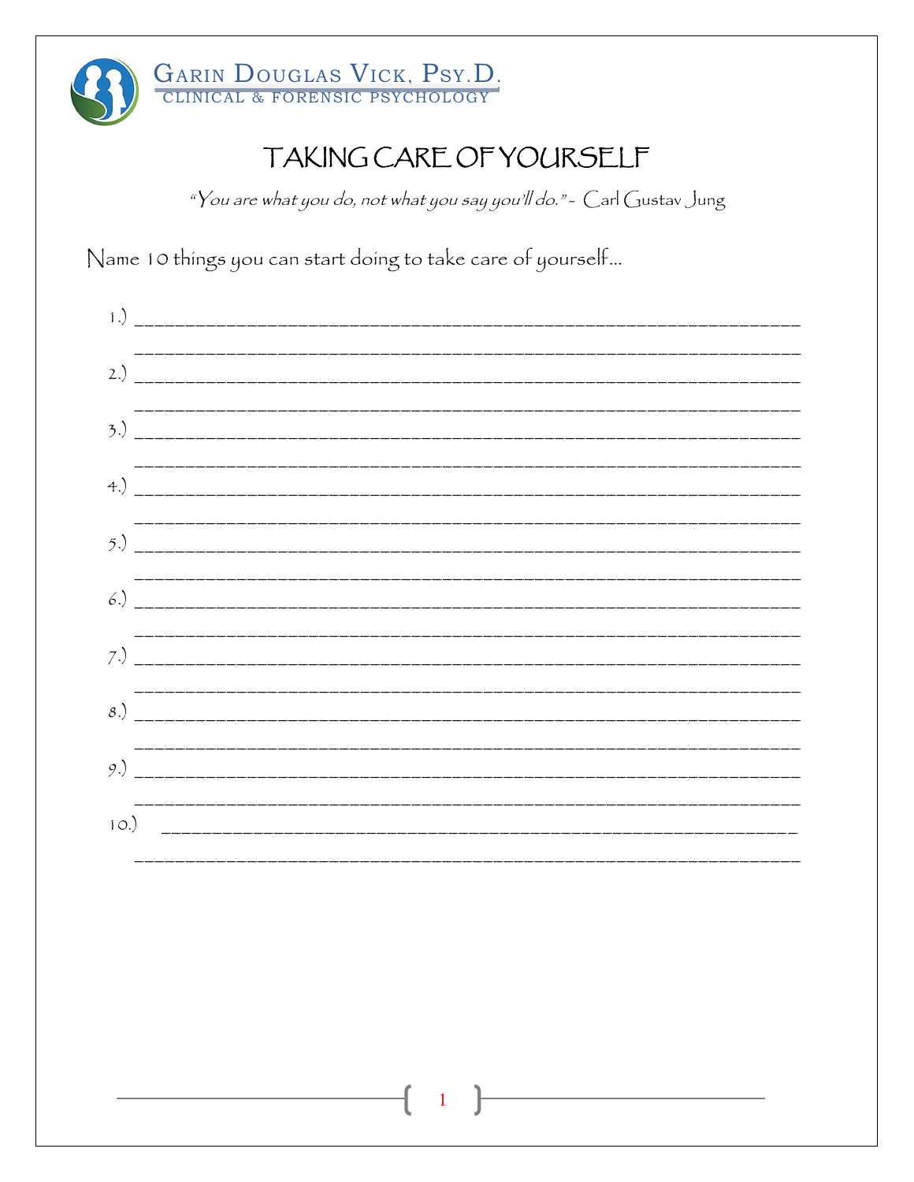Garin Douglas Vick, Psy.D.
Clinical & Forensic Psychology

# TAKING CARE OF YOURSELF

*"You are what you do, not what you say you'll do." - Carl Gustav Jung*

Name 10 things you can start doing to take care of yourself…

1.) ______________________________________________________________________
______________________________________________________________________

2.) ______________________________________________________________________
______________________________________________________________________

3.) ______________________________________________________________________
______________________________________________________________________

4.) ______________________________________________________________________
______________________________________________________________________

5.) ______________________________________________________________________
______________________________________________________________________

6.) ______________________________________________________________________
______________________________________________________________________

7.) ______________________________________________________________________
______________________________________________________________________

8.) ______________________________________________________________________
______________________________________________________________________

9.) ______________________________________________________________________
______________________________________________________________________

10.) _____________________________________________________________________
______________________________________________________________________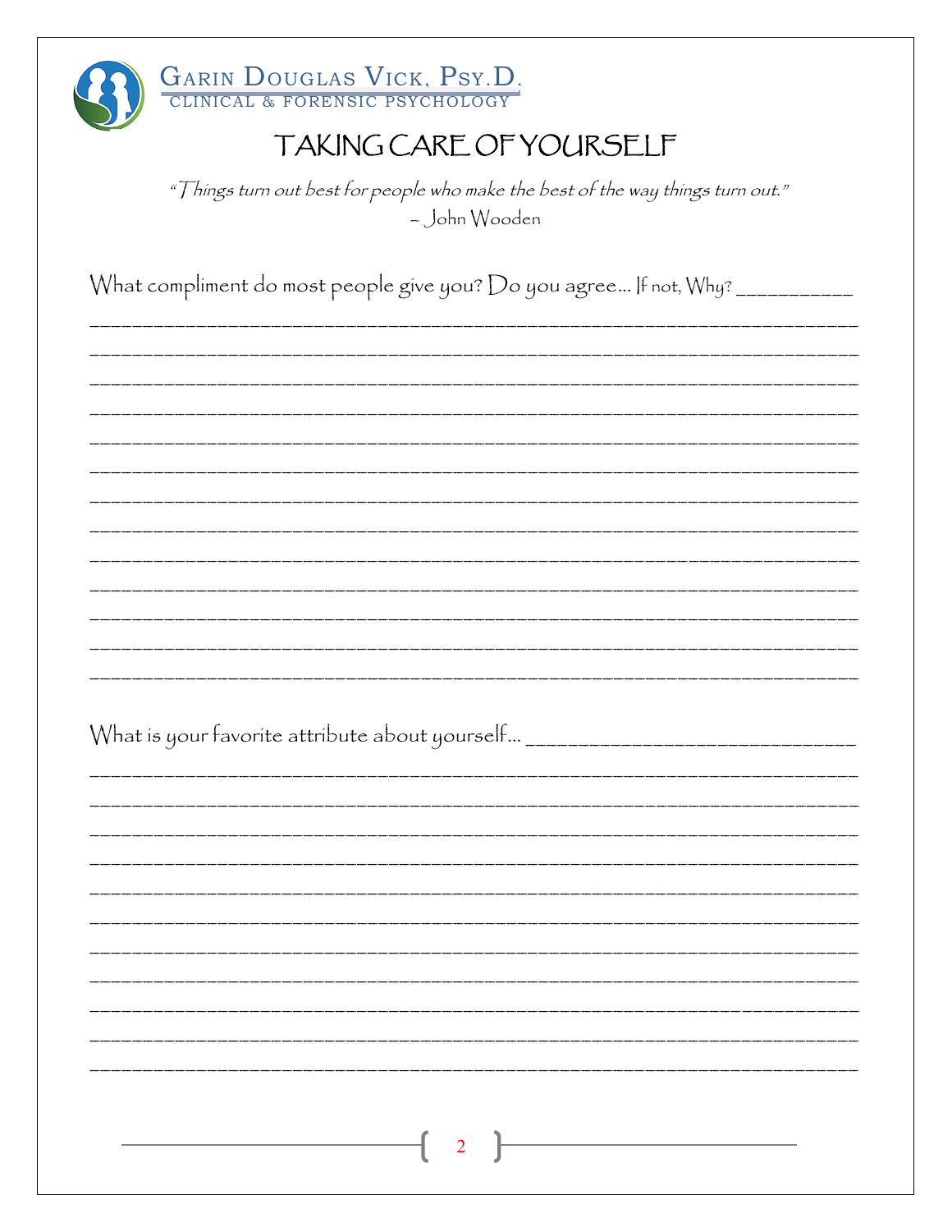# TAKING CARE OF YOURSELF

*"Things turn out best for people who make the best of the way things turn out."*
– John Wooden

What compliment do most people give you? Do you agree… If not, Why? ___________

_______________________________________________________________________________

_______________________________________________________________________________

_______________________________________________________________________________

_______________________________________________________________________________

_______________________________________________________________________________

_______________________________________________________________________________

_______________________________________________________________________________

_______________________________________________________________________________

_______________________________________________________________________________

_______________________________________________________________________________

_______________________________________________________________________________

_______________________________________________________________________________

_______________________________________________________________________________

What is your favorite attribute about yourself… _______________________________

_______________________________________________________________________________

_______________________________________________________________________________

_______________________________________________________________________________

_______________________________________________________________________________

_______________________________________________________________________________

_______________________________________________________________________________

_______________________________________________________________________________

_______________________________________________________________________________

_______________________________________________________________________________

_______________________________________________________________________________

_______________________________________________________________________________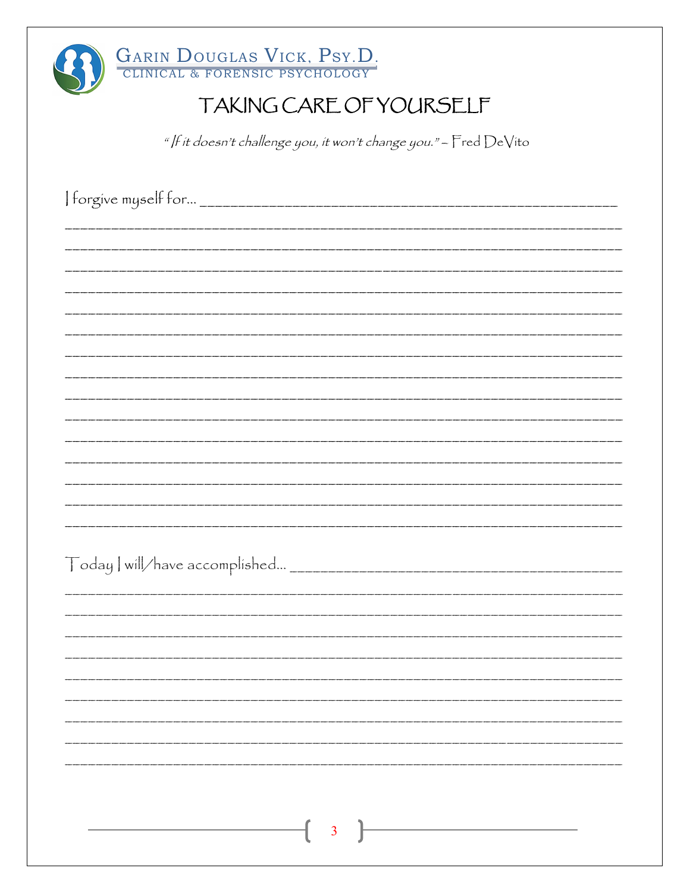GARIN DOUGLAS VICK, PSY.D.
CLINICAL & FORENSIC PSYCHOLOGY

# TAKING CARE OF YOURSELF

*"If it doesn't challenge you, it won't change you." – Fred DeVito*

I forgive myself for... ______________________________________________________

______________________________________________________________________

______________________________________________________________________

______________________________________________________________________

______________________________________________________________________

______________________________________________________________________

______________________________________________________________________

______________________________________________________________________

______________________________________________________________________

______________________________________________________________________

______________________________________________________________________

______________________________________________________________________

______________________________________________________________________

______________________________________________________________________

______________________________________________________________________

______________________________________________________________________

Today I will/have accomplished... _____________________________________________

______________________________________________________________________

______________________________________________________________________

______________________________________________________________________

______________________________________________________________________

______________________________________________________________________

______________________________________________________________________

______________________________________________________________________

______________________________________________________________________

______________________________________________________________________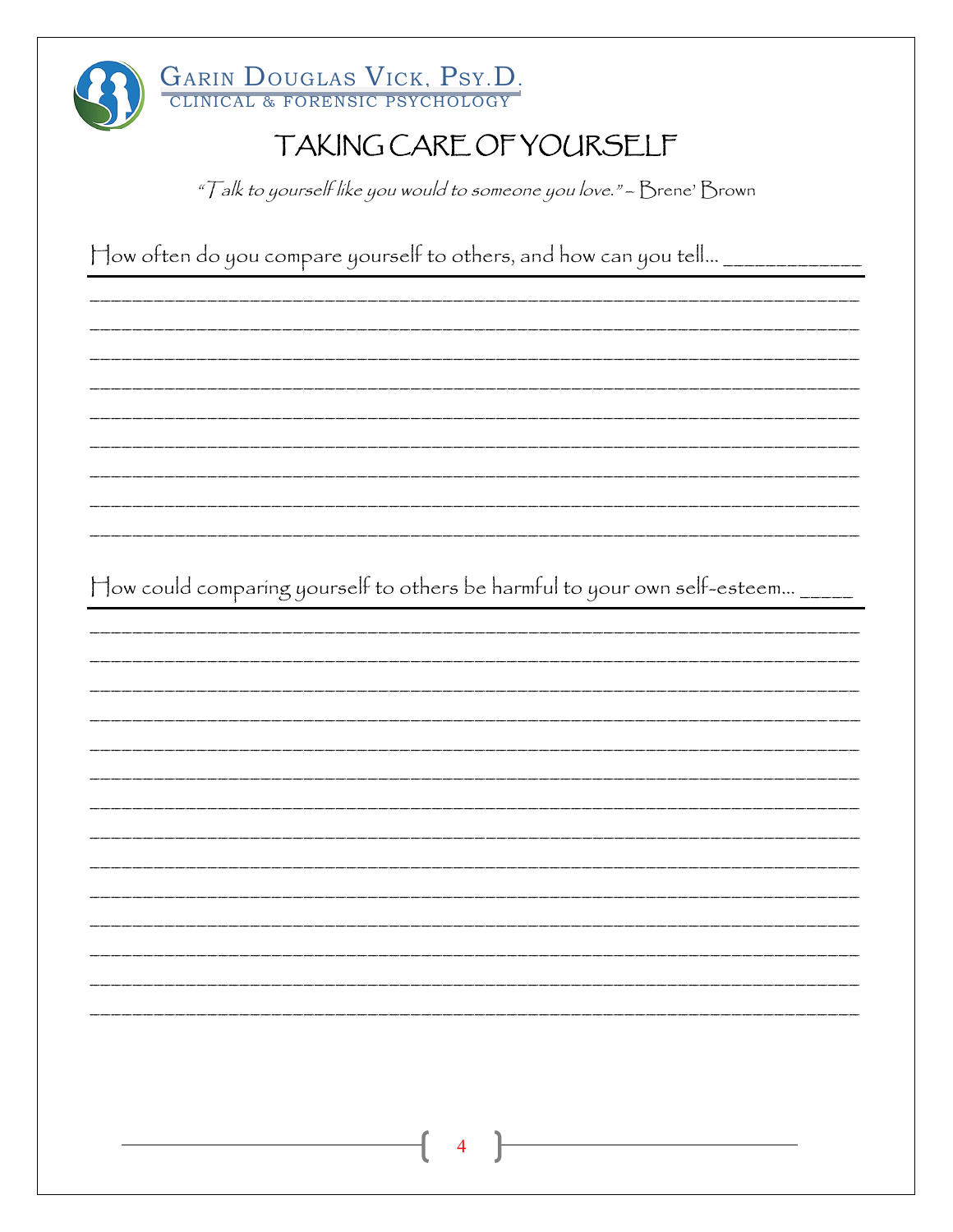# TAKING CARE OF YOURSELF

*"Talk to yourself like you would to someone you love." – Brene' Brown*

How often do you compare yourself to others, and how can you tell… ____________

_____________________________________________________________________________
_____________________________________________________________________________
_____________________________________________________________________________
_____________________________________________________________________________
_____________________________________________________________________________
_____________________________________________________________________________
_____________________________________________________________________________
_____________________________________________________________________________
_____________________________________________________________________________

How could comparing yourself to others be harmful to your own self-esteem… _____

_____________________________________________________________________________
_____________________________________________________________________________
_____________________________________________________________________________
_____________________________________________________________________________
_____________________________________________________________________________
_____________________________________________________________________________
_____________________________________________________________________________
_____________________________________________________________________________
_____________________________________________________________________________
_____________________________________________________________________________
_____________________________________________________________________________
_____________________________________________________________________________
_____________________________________________________________________________
_____________________________________________________________________________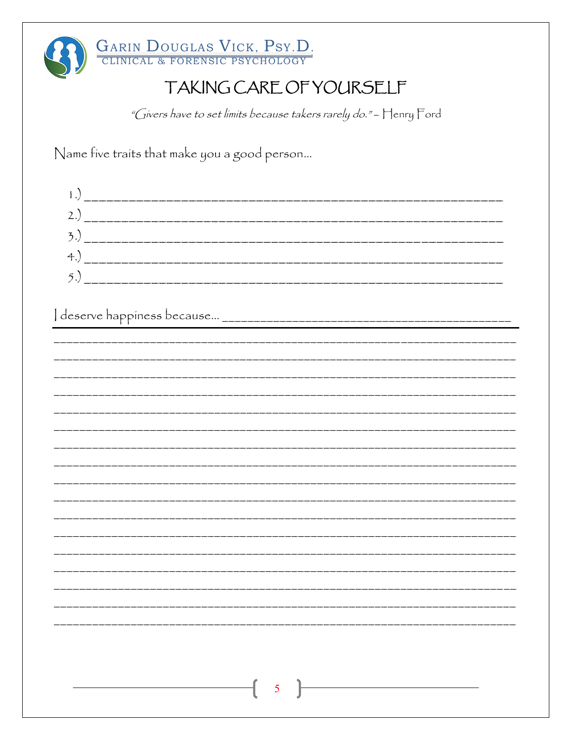# TAKING CARE OF YOURSELF

*"Givers have to set limits because takers rarely do." – Henry Ford*

Name five traits that make you a good person…

1.) ____________________________________________________________
2.) ____________________________________________________________
3.) ____________________________________________________________
4.) ____________________________________________________________
5.) ____________________________________________________________

I deserve happiness because… ______________________________________________

___________________________________________________________________________
___________________________________________________________________________
___________________________________________________________________________
___________________________________________________________________________
___________________________________________________________________________
___________________________________________________________________________
___________________________________________________________________________
___________________________________________________________________________
___________________________________________________________________________
___________________________________________________________________________
___________________________________________________________________________
___________________________________________________________________________
___________________________________________________________________________
___________________________________________________________________________
___________________________________________________________________________
___________________________________________________________________________
___________________________________________________________________________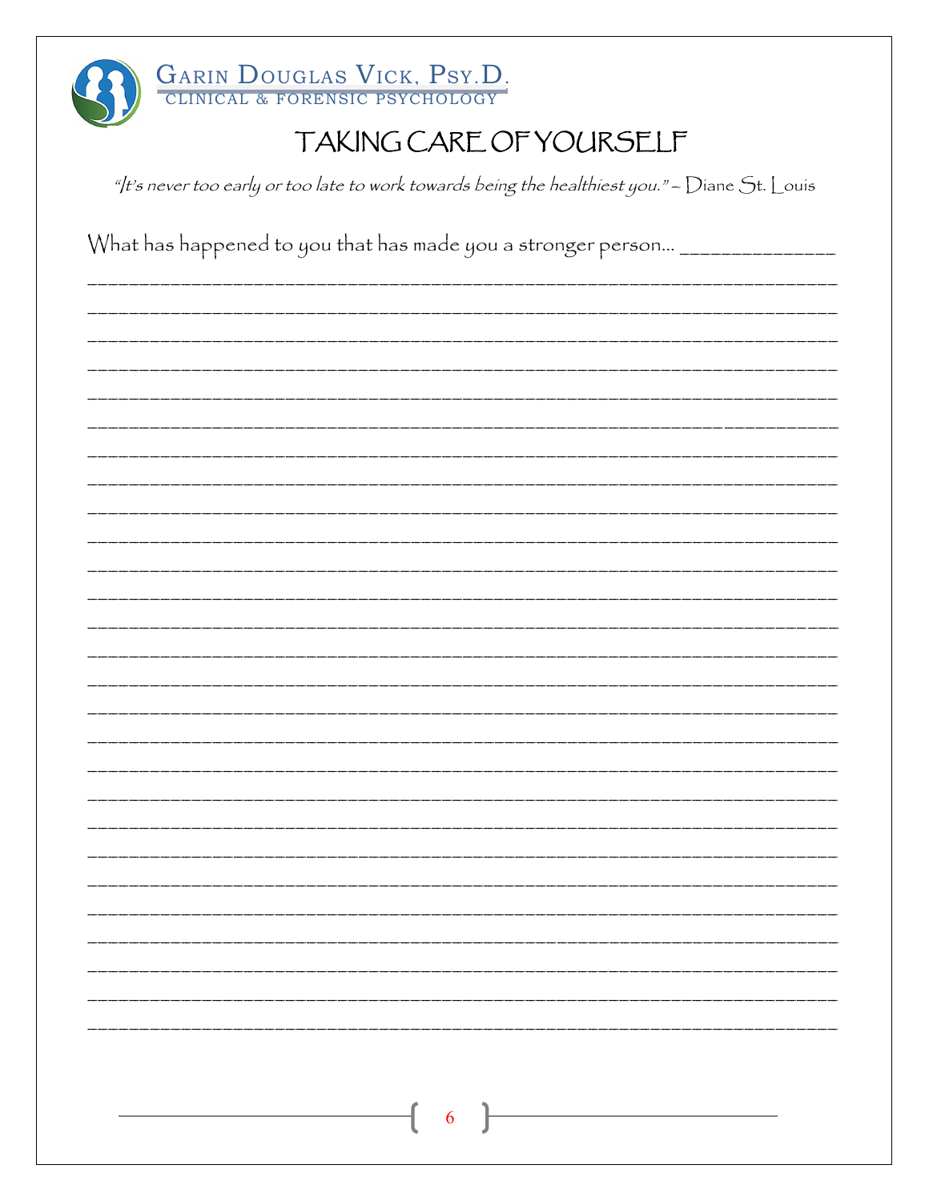# TAKING CARE OF YOURSELF

*"It's never too early or too late to work towards being the healthiest you." – Diane St. Louis*

What has happened to you that has made you a stronger person... _______________

_______________________________________________________________________________

_______________________________________________________________________________

_______________________________________________________________________________

_______________________________________________________________________________

_______________________________________________________________________________

_______________________________________________________________________________

_______________________________________________________________________________

_______________________________________________________________________________

_______________________________________________________________________________

_______________________________________________________________________________

_______________________________________________________________________________

_______________________________________________________________________________

_______________________________________________________________________________

_______________________________________________________________________________

_______________________________________________________________________________

_______________________________________________________________________________

_______________________________________________________________________________

_______________________________________________________________________________

_______________________________________________________________________________

_______________________________________________________________________________

_______________________________________________________________________________

_______________________________________________________________________________

_______________________________________________________________________________

_______________________________________________________________________________

_______________________________________________________________________________

_______________________________________________________________________________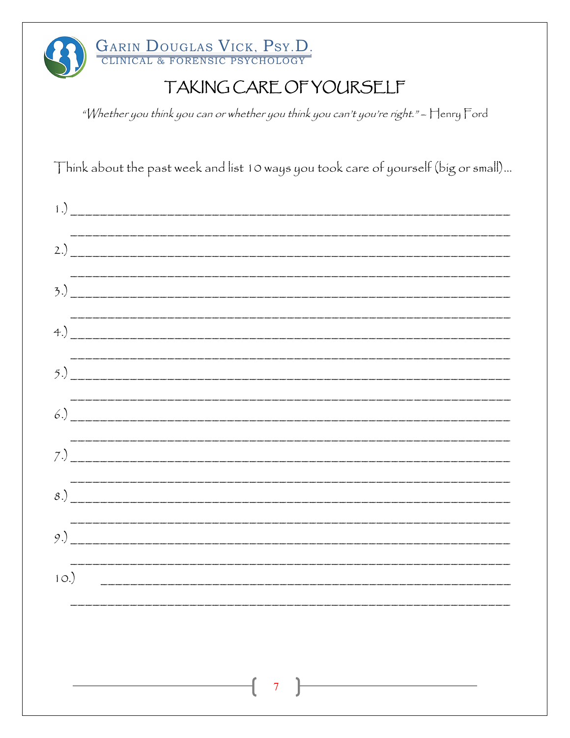# TAKING CARE OF YOURSELF

*"Whether you think you can or whether you think you can't you're right." – Henry Ford*

Think about the past week and list 10 ways you took care of yourself (big or small)…

1.) ______________________________________________________________

______________________________________________________________

2.) ______________________________________________________________

______________________________________________________________

3.) ______________________________________________________________

______________________________________________________________

4.) ______________________________________________________________

______________________________________________________________

5.) ______________________________________________________________

______________________________________________________________

6.) ______________________________________________________________

______________________________________________________________

7.) ______________________________________________________________

______________________________________________________________

8.) ______________________________________________________________

______________________________________________________________

9.) ______________________________________________________________

______________________________________________________________

10.) ______________________________________________________________

______________________________________________________________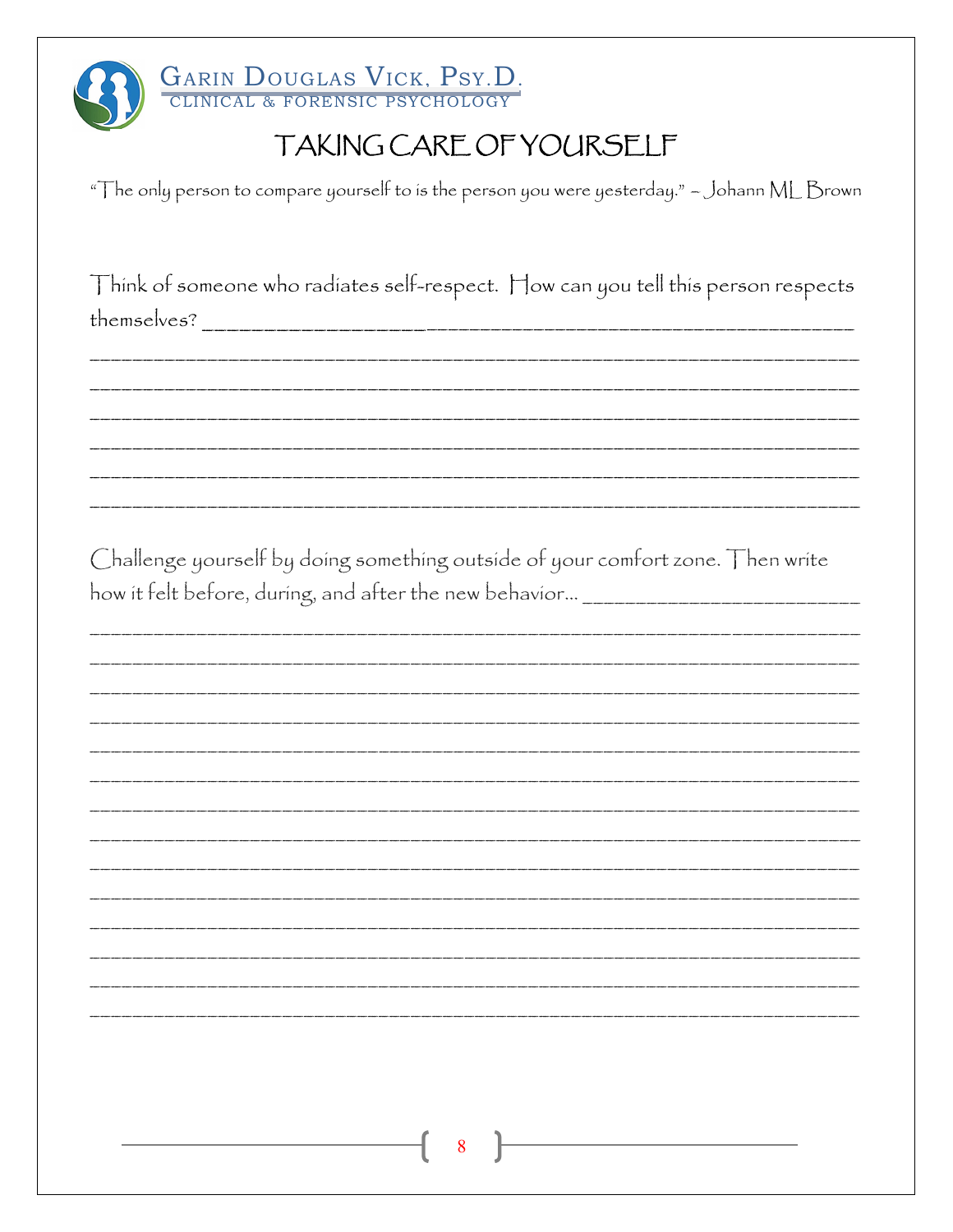# TAKING CARE OF YOURSELF

"The only person to compare yourself to is the person you were yesterday." – Johann ML Brown

Think of someone who radiates self-respect. How can you tell this person respects themselves? ______________________________________________________________

______________________________________________________________________________

______________________________________________________________________________

______________________________________________________________________________

______________________________________________________________________________

______________________________________________________________________________

______________________________________________________________________________

Challenge yourself by doing something outside of your comfort zone. Then write how it felt before, during, and after the new behavior… ___________________________

______________________________________________________________________________

______________________________________________________________________________

______________________________________________________________________________

______________________________________________________________________________

______________________________________________________________________________

______________________________________________________________________________

______________________________________________________________________________

______________________________________________________________________________

______________________________________________________________________________

______________________________________________________________________________

______________________________________________________________________________

______________________________________________________________________________

______________________________________________________________________________

______________________________________________________________________________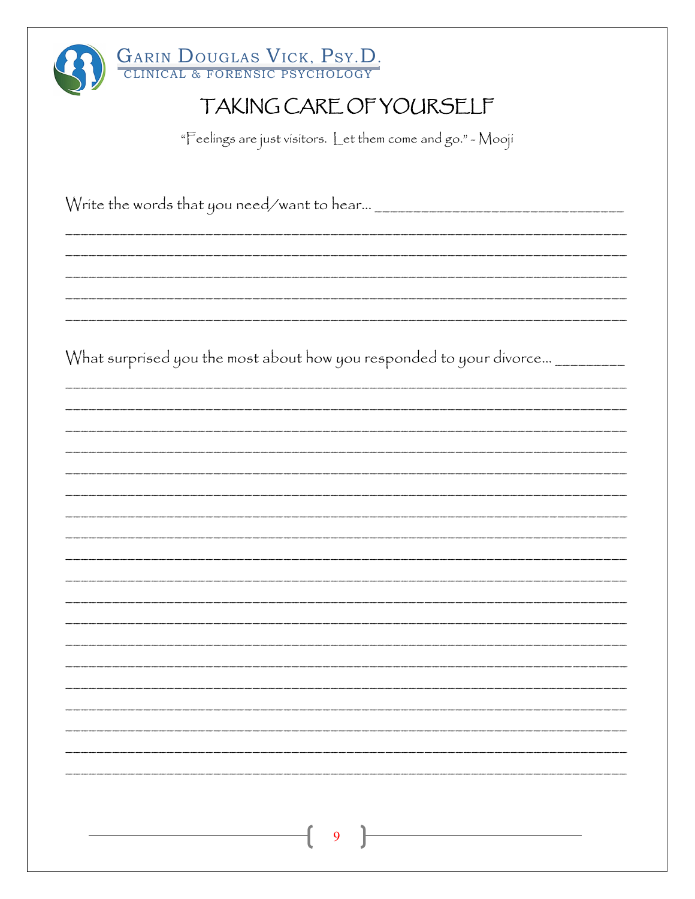# TAKING CARE OF YOURSELF

"Feelings are just visitors. Let them come and go." - Mooji

Write the words that you need/want to hear... ______________________________

_____________________________________________________________________________

_____________________________________________________________________________

_____________________________________________________________________________

_____________________________________________________________________________

_____________________________________________________________________________

What surprised you the most about how you responded to your divorce... ________

_____________________________________________________________________________

_____________________________________________________________________________

_____________________________________________________________________________

_____________________________________________________________________________

_____________________________________________________________________________

_____________________________________________________________________________

_____________________________________________________________________________

_____________________________________________________________________________

_____________________________________________________________________________

_____________________________________________________________________________

_____________________________________________________________________________

_____________________________________________________________________________

_____________________________________________________________________________

_____________________________________________________________________________

_____________________________________________________________________________

_____________________________________________________________________________

_____________________________________________________________________________

_____________________________________________________________________________

_____________________________________________________________________________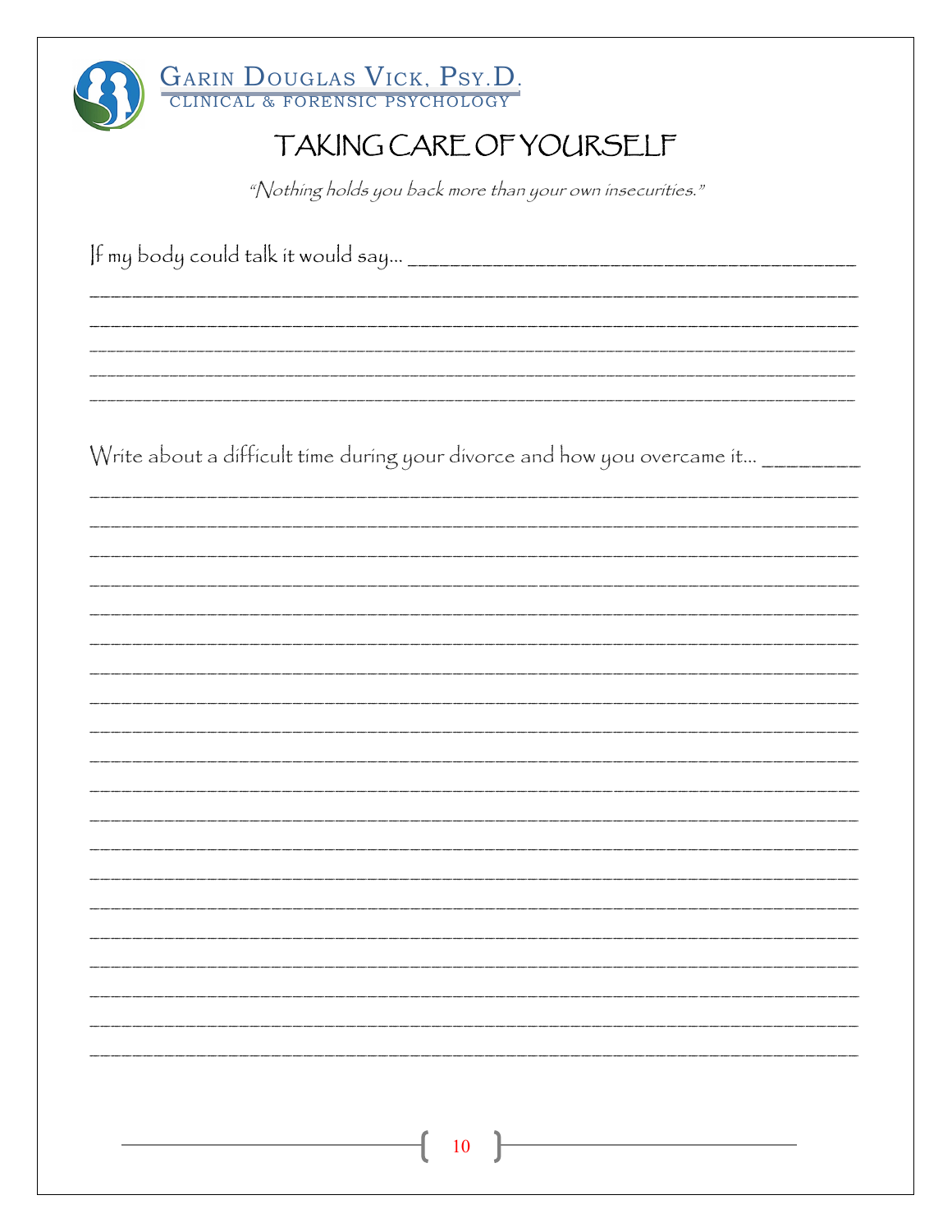# TAKING CARE OF YOURSELF

*"Nothing holds you back more than your own insecurities."*

If my body could talk it would say... ______________________________________________

______________________________________________________________________________

______________________________________________________________________________

______________________________________________________________________________

______________________________________________________________________________

______________________________________________________________________________

Write about a difficult time during your divorce and how you overcame it... __________

______________________________________________________________________________

______________________________________________________________________________

______________________________________________________________________________

______________________________________________________________________________

______________________________________________________________________________

______________________________________________________________________________

______________________________________________________________________________

______________________________________________________________________________

______________________________________________________________________________

______________________________________________________________________________

______________________________________________________________________________

______________________________________________________________________________

______________________________________________________________________________

______________________________________________________________________________

______________________________________________________________________________

______________________________________________________________________________

______________________________________________________________________________

______________________________________________________________________________

______________________________________________________________________________

______________________________________________________________________________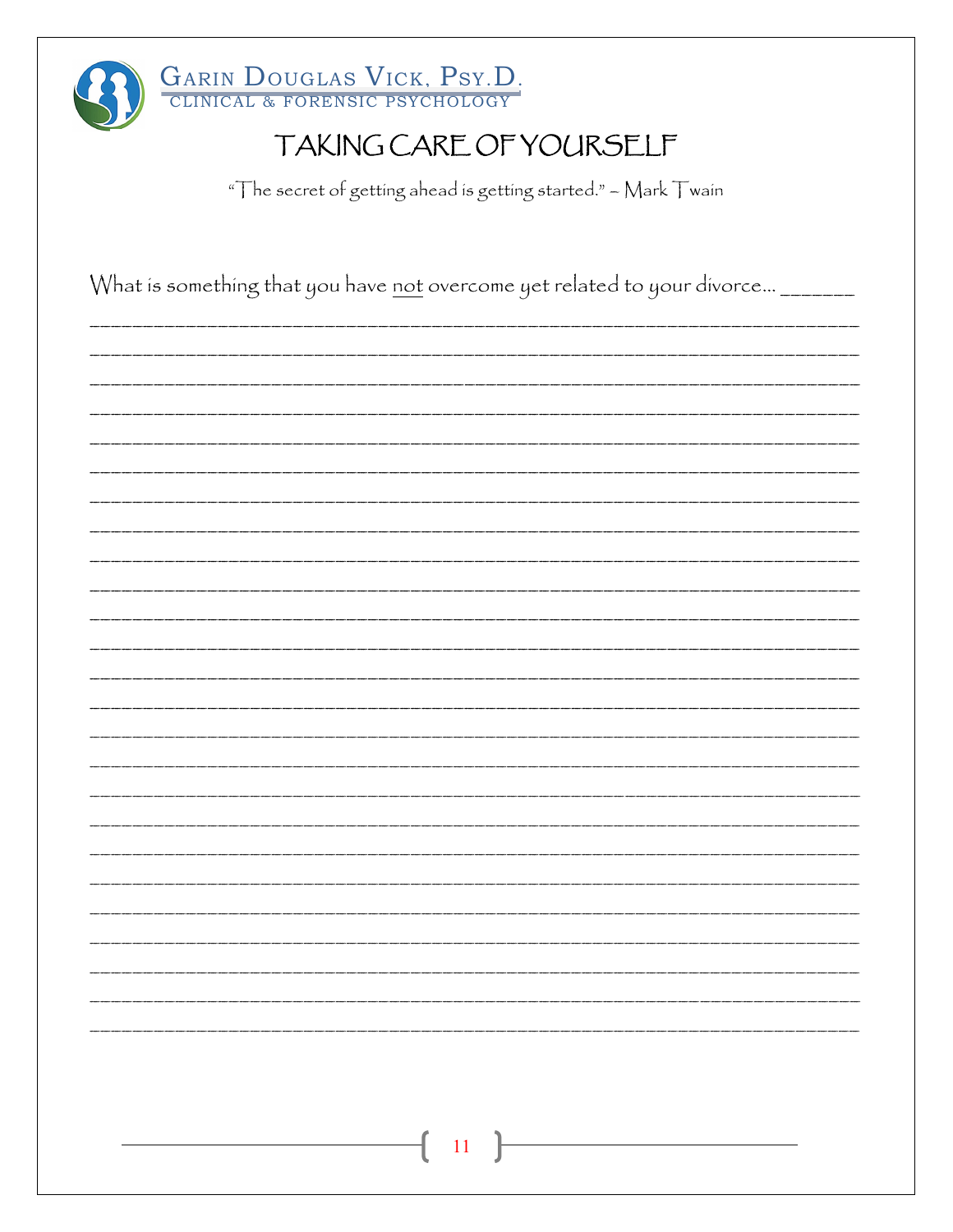# TAKING CARE OF YOURSELF

"The secret of getting ahead is getting started." – Mark Twain

What is something that you have <u>not</u> overcome yet related to your divorce… _______

___________________________________________________________________________

___________________________________________________________________________

___________________________________________________________________________

___________________________________________________________________________

___________________________________________________________________________

___________________________________________________________________________

___________________________________________________________________________

___________________________________________________________________________

___________________________________________________________________________

___________________________________________________________________________

___________________________________________________________________________

___________________________________________________________________________

___________________________________________________________________________

___________________________________________________________________________

___________________________________________________________________________

___________________________________________________________________________

___________________________________________________________________________

___________________________________________________________________________

___________________________________________________________________________

___________________________________________________________________________

___________________________________________________________________________

___________________________________________________________________________

___________________________________________________________________________

___________________________________________________________________________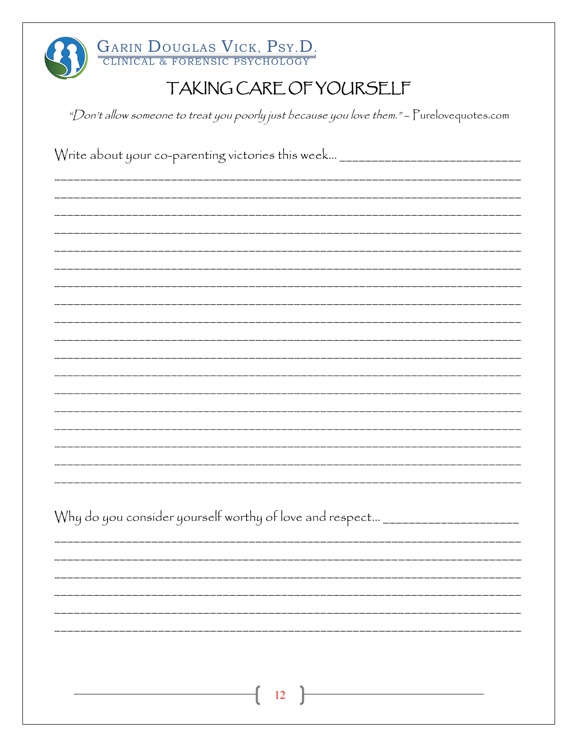# TAKING CARE OF YOURSELF

*"Don't allow someone to treat you poorly just because you love them." – Purelovequotes.com*

Write about your co-parenting victories this week… ___________________________

_____________________________________________________________________________

_____________________________________________________________________________

_____________________________________________________________________________

_____________________________________________________________________________

_____________________________________________________________________________

_____________________________________________________________________________

_____________________________________________________________________________

_____________________________________________________________________________

_____________________________________________________________________________

_____________________________________________________________________________

_____________________________________________________________________________

_____________________________________________________________________________

_____________________________________________________________________________

_____________________________________________________________________________

_____________________________________________________________________________

_____________________________________________________________________________

_____________________________________________________________________________

_____________________________________________________________________________

Why do you consider yourself worthy of love and respect… ____________________

_____________________________________________________________________________

_____________________________________________________________________________

_____________________________________________________________________________

_____________________________________________________________________________

_____________________________________________________________________________

_____________________________________________________________________________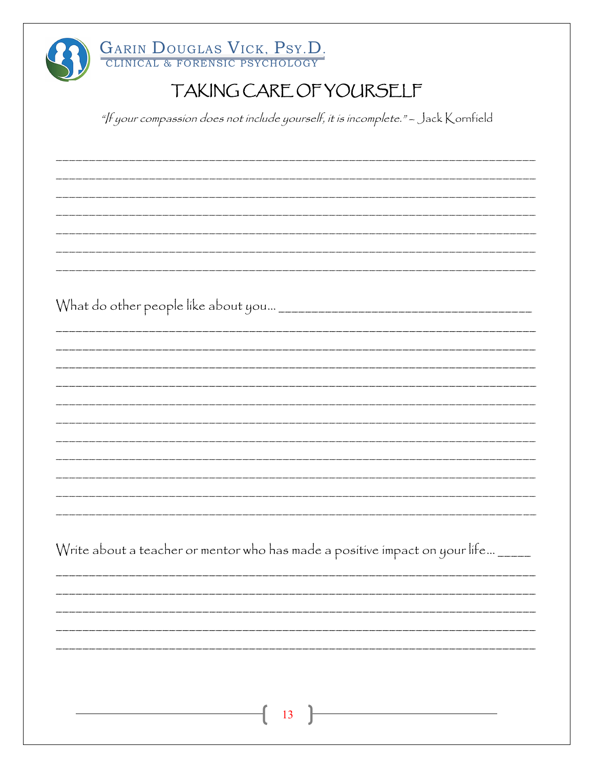# TAKING CARE OF YOURSELF

*"If your compassion does not include yourself, it is incomplete."* – Jack Kornfield

___________________________________________________________________________
___________________________________________________________________________
___________________________________________________________________________
___________________________________________________________________________
___________________________________________________________________________
___________________________________________________________________________
___________________________________________________________________________

What do other people like about you… ____________________________________
___________________________________________________________________________
___________________________________________________________________________
___________________________________________________________________________
___________________________________________________________________________
___________________________________________________________________________
___________________________________________________________________________
___________________________________________________________________________
___________________________________________________________________________
___________________________________________________________________________
___________________________________________________________________________
___________________________________________________________________________

Write about a teacher or mentor who has made a positive impact on your life… _____
___________________________________________________________________________
___________________________________________________________________________
___________________________________________________________________________
___________________________________________________________________________
___________________________________________________________________________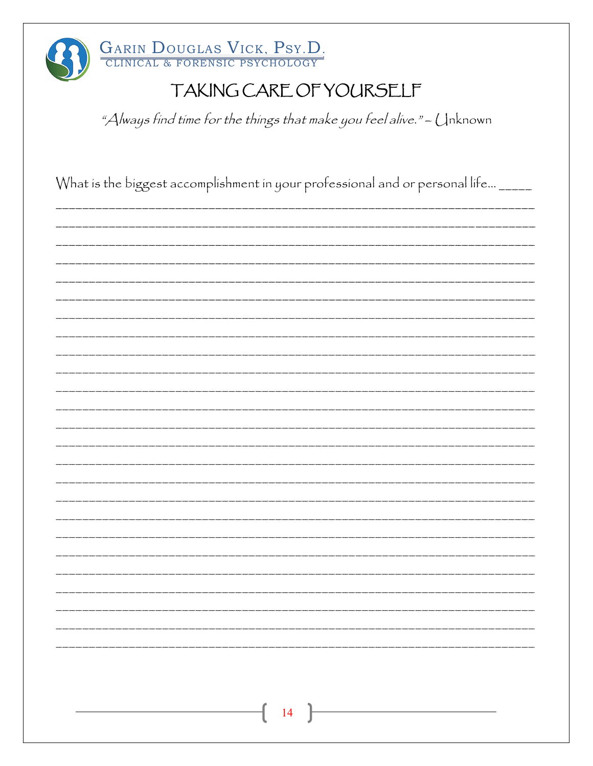# TAKING CARE OF YOURSELF

*"Always find time for the things that make you feel alive." – Unknown*

What is the biggest accomplishment in your professional and or personal life... _____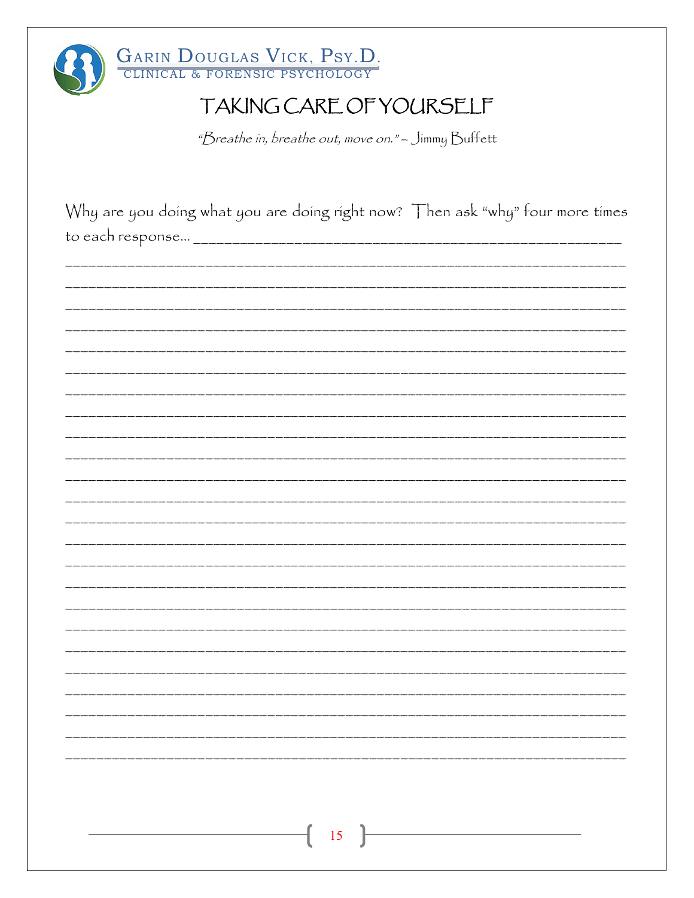# TAKING CARE OF YOURSELF

*"Breathe in, breathe out, move on." – Jimmy Buffett*

Why are you doing what you are doing right now? Then ask "why" four more times to each response... ______________________________________________

___________________________________________________________________________

___________________________________________________________________________

___________________________________________________________________________

___________________________________________________________________________

___________________________________________________________________________

___________________________________________________________________________

___________________________________________________________________________

___________________________________________________________________________

___________________________________________________________________________

___________________________________________________________________________

___________________________________________________________________________

___________________________________________________________________________

___________________________________________________________________________

___________________________________________________________________________

___________________________________________________________________________

___________________________________________________________________________

___________________________________________________________________________

___________________________________________________________________________

___________________________________________________________________________

___________________________________________________________________________

___________________________________________________________________________

___________________________________________________________________________

___________________________________________________________________________

___________________________________________________________________________